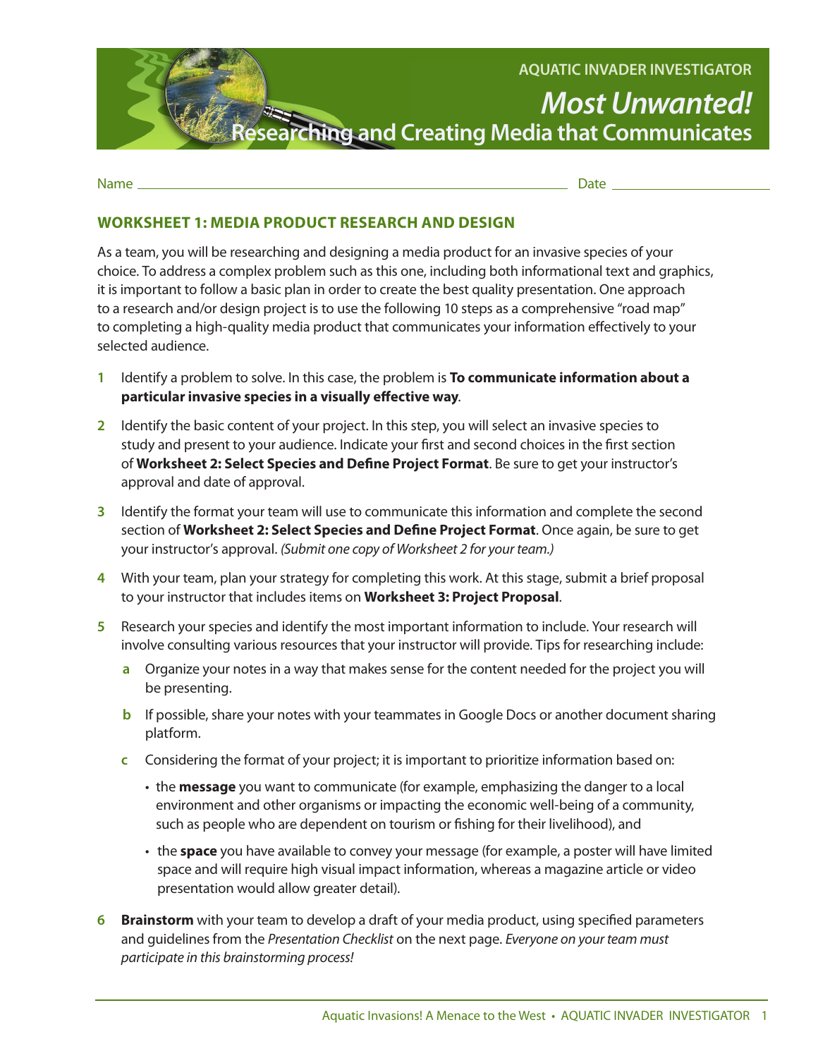AQUATIC INVADER INVESTIGATOR

# *Most Unwanted!*

## Researching and Creating Media that Communicates

Name ______________________________ Date ______________

### WORKSHEET 1: MEDIA PRODUCT RESEARCH AND DESIGN

As a team, you will be researching and designing a media product for an invasive species of your choice. To address a complex problem such as this one, including both informational text and graphics, it is important to follow a basic plan in order to create the best quality presentation. One approach to a research and/or design project is to use the following 10 steps as a comprehensive "road map" to completing a high-quality media product that communicates your information effectively to your selected audience.

1. Identify a problem to solve. In this case, the problem is **To communicate information about a particular invasive species in a visually effective way**.
2. Identify the basic content of your project. In this step, you will select an invasive species to study and present to your audience. Indicate your first and second choices in the first section of **Worksheet 2: Select Species and Define Project Format**. Be sure to get your instructor's approval and date of approval.
3. Identify the format your team will use to communicate this information and complete the second section of **Worksheet 2: Select Species and Define Project Format**. Once again, be sure to get your instructor's approval. *(Submit one copy of Worksheet 2 for your team.)*
4. With your team, plan your strategy for completing this work. At this stage, submit a brief proposal to your instructor that includes items on **Worksheet 3: Project Proposal**.
5. Research your species and identify the most important information to include. Your research will involve consulting various resources that your instructor will provide. Tips for researching include:
   - a. Organize your notes in a way that makes sense for the content needed for the project you will be presenting.
   - b. If possible, share your notes with your teammates in Google Docs or another document sharing platform.
   - c. Considering the format of your project; it is important to prioritize information based on:
     - the **message** you want to communicate (for example, emphasizing the danger to a local environment and other organisms or impacting the economic well-being of a community, such as people who are dependent on tourism or fishing for their livelihood), and
     - the **space** you have available to convey your message (for example, a poster will have limited space and will require high visual impact information, whereas a magazine article or video presentation would allow greater detail).
6. **Brainstorm** with your team to develop a draft of your media product, using specified parameters and guidelines from the *Presentation Checklist* on the next page. *Everyone on your team must participate in this brainstorming process!*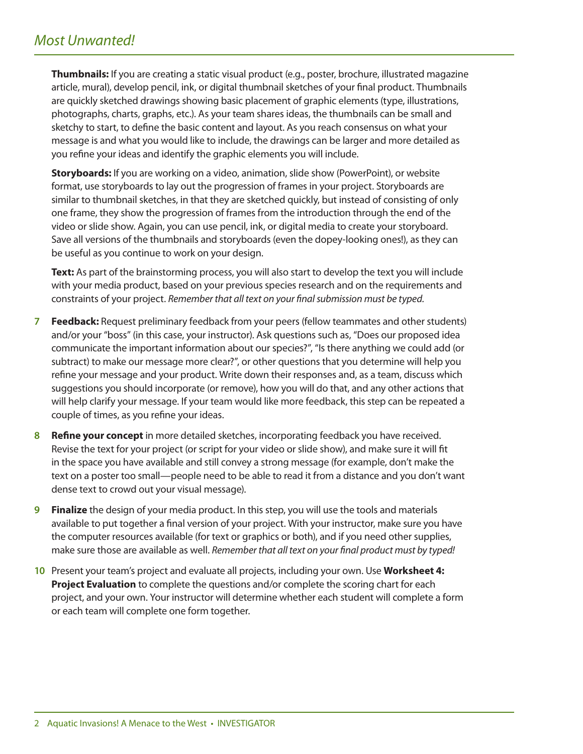**Thumbnails:** If you are creating a static visual product (e.g., poster, brochure, illustrated magazine article, mural), develop pencil, ink, or digital thumbnail sketches of your final product. Thumbnails are quickly sketched drawings showing basic placement of graphic elements (type, illustrations, photographs, charts, graphs, etc.). As your team shares ideas, the thumbnails can be small and sketchy to start, to define the basic content and layout. As you reach consensus on what your message is and what you would like to include, the drawings can be larger and more detailed as you refine your ideas and identify the graphic elements you will include.

**Storyboards:** If you are working on a video, animation, slide show (PowerPoint), or website format, use storyboards to lay out the progression of frames in your project. Storyboards are similar to thumbnail sketches, in that they are sketched quickly, but instead of consisting of only one frame, they show the progression of frames from the introduction through the end of the video or slide show. Again, you can use pencil, ink, or digital media to create your storyboard. Save all versions of the thumbnails and storyboards (even the dopey-looking ones!), as they can be useful as you continue to work on your design.

**Text:** As part of the brainstorming process, you will also start to develop the text you will include with your media product, based on your previous species research and on the requirements and constraints of your project. *Remember that all text on your final submission must be typed.*

7. **Feedback:** Request preliminary feedback from your peers (fellow teammates and other students) and/or your "boss" (in this case, your instructor). Ask questions such as, "Does our proposed idea communicate the important information about our species?", "Is there anything we could add (or subtract) to make our message more clear?", or other questions that you determine will help you refine your message and your product. Write down their responses and, as a team, discuss which suggestions you should incorporate (or remove), how you will do that, and any other actions that will help clarify your message. If your team would like more feedback, this step can be repeated a couple of times, as you refine your ideas.

8. **Refine your concept** in more detailed sketches, incorporating feedback you have received. Revise the text for your project (or script for your video or slide show), and make sure it will fit in the space you have available and still convey a strong message (for example, don't make the text on a poster too small—people need to be able to read it from a distance and you don't want dense text to crowd out your visual message).

9. **Finalize** the design of your media product. In this step, you will use the tools and materials available to put together a final version of your project. With your instructor, make sure you have the computer resources available (for text or graphics or both), and if you need other supplies, make sure those are available as well. *Remember that all text on your final product must by typed!*

10. Present your team's project and evaluate all projects, including your own. Use **Worksheet 4: Project Evaluation** to complete the questions and/or complete the scoring chart for each project, and your own. Your instructor will determine whether each student will complete a form or each team will complete one form together.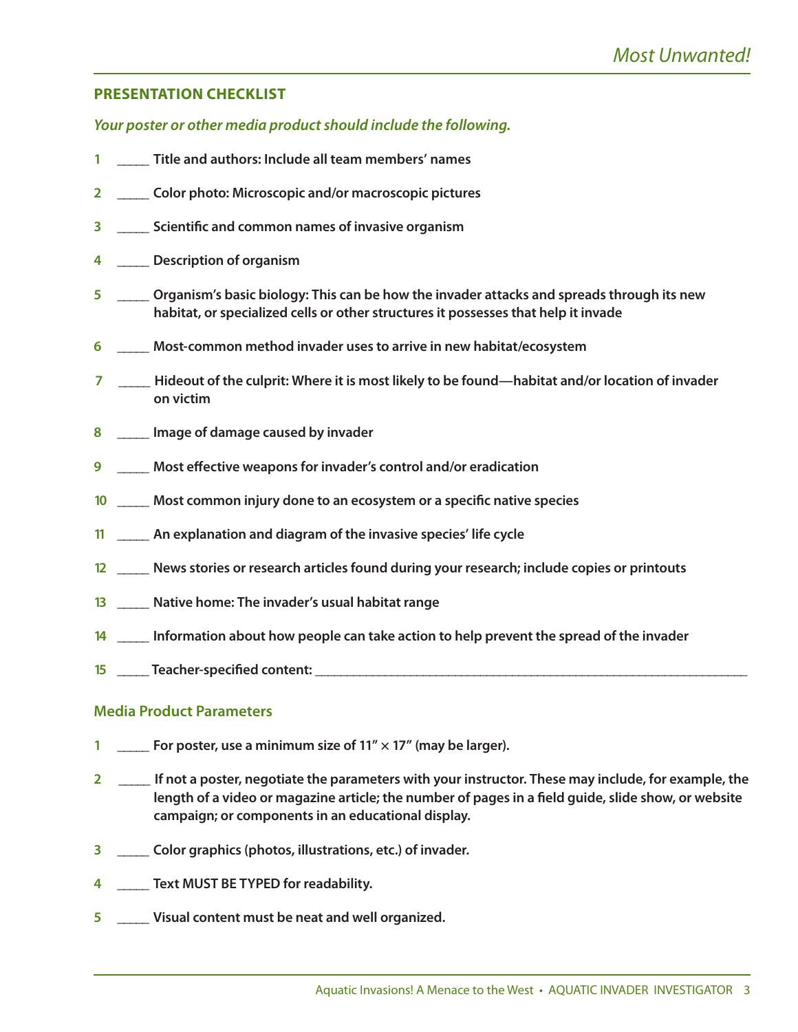## PRESENTATION CHECKLIST

***Your poster or other media product should include the following.***

1. _____ **Title and authors: Include all team members' names**
2. _____ **Color photo: Microscopic and/or macroscopic pictures**
3. _____ **Scientific and common names of invasive organism**
4. _____ **Description of organism**
5. _____ **Organism's basic biology: This can be how the invader attacks and spreads through its new habitat, or specialized cells or other structures it possesses that help it invade**
6. _____ **Most-common method invader uses to arrive in new habitat/ecosystem**
7. _____ **Hideout of the culprit: Where it is most likely to be found—habitat and/or location of invader on victim**
8. _____ **Image of damage caused by invader**
9. _____ **Most effective weapons for invader's control and/or eradication**
10. _____ **Most common injury done to an ecosystem or a specific native species**
11. _____ **An explanation and diagram of the invasive species' life cycle**
12. _____ **News stories or research articles found during your research; include copies or printouts**
13. _____ **Native home: The invader's usual habitat range**
14. _____ **Information about how people can take action to help prevent the spread of the invader**
15. _____ **Teacher-specified content: ______________________________________________**

### Media Product Parameters

1. _____ **For poster, use a minimum size of 11" × 17" (may be larger).**
2. _____ **If not a poster, negotiate the parameters with your instructor. These may include, for example, the length of a video or magazine article; the number of pages in a field guide, slide show, or website campaign; or components in an educational display.**
3. _____ **Color graphics (photos, illustrations, etc.) of invader.**
4. _____ **Text MUST BE TYPED for readability.**
5. _____ **Visual content must be neat and well organized.**